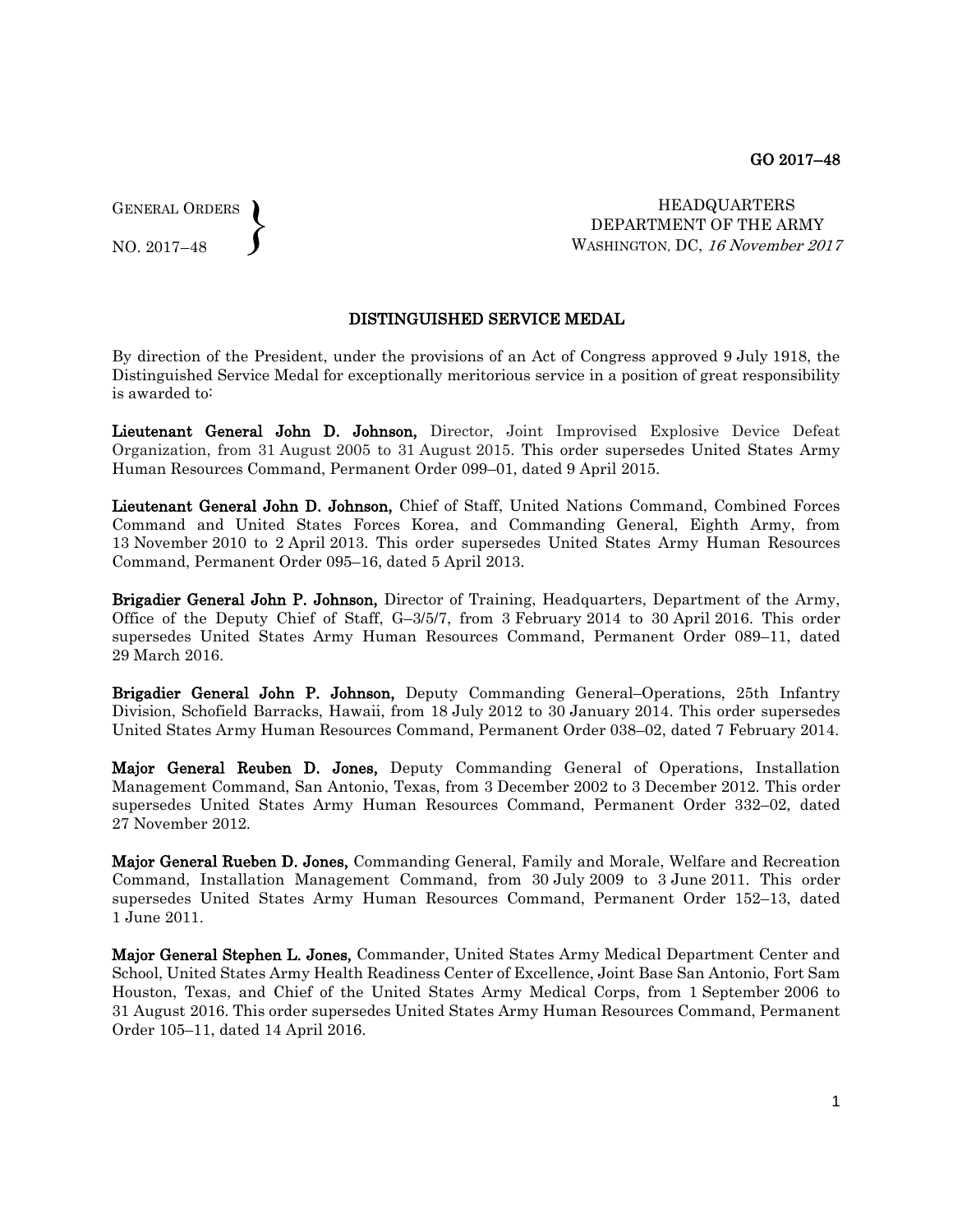GENERAL ORDERS
NO. 2017–48

HEADQUARTERS
DEPARTMENT OF THE ARMY
WASHINGTON, DC, *16 November 2017*

## DISTINGUISHED SERVICE MEDAL

By direction of the President, under the provisions of an Act of Congress approved 9 July 1918, the Distinguished Service Medal for exceptionally meritorious service in a position of great responsibility is awarded to:

**Lieutenant General John D. Johnson,** Director, Joint Improvised Explosive Device Defeat Organization, from 31 August 2005 to 31 August 2015. This order supersedes United States Army Human Resources Command, Permanent Order 099–01, dated 9 April 2015.

**Lieutenant General John D. Johnson,** Chief of Staff, United Nations Command, Combined Forces Command and United States Forces Korea, and Commanding General, Eighth Army, from 13 November 2010 to 2 April 2013. This order supersedes United States Army Human Resources Command, Permanent Order 095–16, dated 5 April 2013.

**Brigadier General John P. Johnson,** Director of Training, Headquarters, Department of the Army, Office of the Deputy Chief of Staff, G–3/5/7, from 3 February 2014 to 30 April 2016. This order supersedes United States Army Human Resources Command, Permanent Order 089–11, dated 29 March 2016.

**Brigadier General John P. Johnson,** Deputy Commanding General–Operations, 25th Infantry Division, Schofield Barracks, Hawaii, from 18 July 2012 to 30 January 2014. This order supersedes United States Army Human Resources Command, Permanent Order 038–02, dated 7 February 2014.

**Major General Reuben D. Jones,** Deputy Commanding General of Operations, Installation Management Command, San Antonio, Texas, from 3 December 2002 to 3 December 2012. This order supersedes United States Army Human Resources Command, Permanent Order 332–02, dated 27 November 2012.

**Major General Rueben D. Jones,** Commanding General, Family and Morale, Welfare and Recreation Command, Installation Management Command, from 30 July 2009 to 3 June 2011. This order supersedes United States Army Human Resources Command, Permanent Order 152–13, dated 1 June 2011.

**Major General Stephen L. Jones,** Commander, United States Army Medical Department Center and School, United States Army Health Readiness Center of Excellence, Joint Base San Antonio, Fort Sam Houston, Texas, and Chief of the United States Army Medical Corps, from 1 September 2006 to 31 August 2016. This order supersedes United States Army Human Resources Command, Permanent Order 105–11, dated 14 April 2016.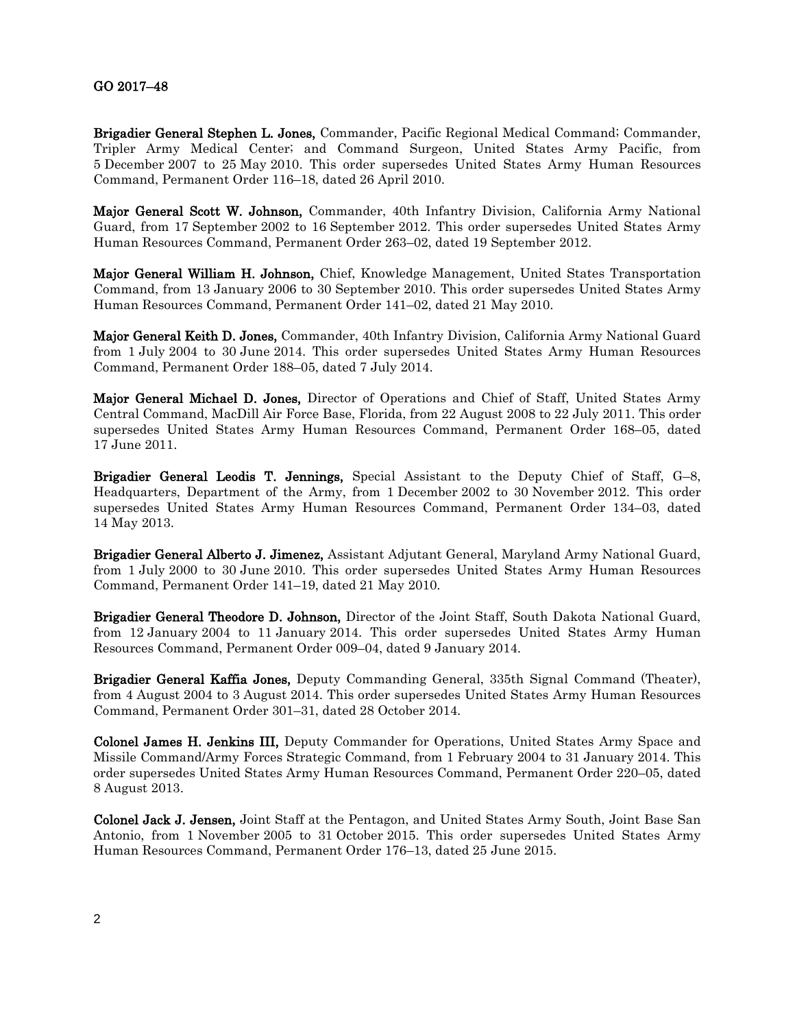GO 2017–48

**Brigadier General Stephen L. Jones,** Commander, Pacific Regional Medical Command; Commander, Tripler Army Medical Center; and Command Surgeon, United States Army Pacific, from 5 December 2007 to 25 May 2010. This order supersedes United States Army Human Resources Command, Permanent Order 116–18, dated 26 April 2010.

**Major General Scott W. Johnson,** Commander, 40th Infantry Division, California Army National Guard, from 17 September 2002 to 16 September 2012. This order supersedes United States Army Human Resources Command, Permanent Order 263–02, dated 19 September 2012.

**Major General William H. Johnson,** Chief, Knowledge Management, United States Transportation Command, from 13 January 2006 to 30 September 2010. This order supersedes United States Army Human Resources Command, Permanent Order 141–02, dated 21 May 2010.

**Major General Keith D. Jones,** Commander, 40th Infantry Division, California Army National Guard from 1 July 2004 to 30 June 2014. This order supersedes United States Army Human Resources Command, Permanent Order 188–05, dated 7 July 2014.

**Major General Michael D. Jones,** Director of Operations and Chief of Staff, United States Army Central Command, MacDill Air Force Base, Florida, from 22 August 2008 to 22 July 2011. This order supersedes United States Army Human Resources Command, Permanent Order 168–05, dated 17 June 2011.

**Brigadier General Leodis T. Jennings,** Special Assistant to the Deputy Chief of Staff, G–8, Headquarters, Department of the Army, from 1 December 2002 to 30 November 2012. This order supersedes United States Army Human Resources Command, Permanent Order 134–03, dated 14 May 2013.

**Brigadier General Alberto J. Jimenez,** Assistant Adjutant General, Maryland Army National Guard, from 1 July 2000 to 30 June 2010. This order supersedes United States Army Human Resources Command, Permanent Order 141–19, dated 21 May 2010.

**Brigadier General Theodore D. Johnson,** Director of the Joint Staff, South Dakota National Guard, from 12 January 2004 to 11 January 2014. This order supersedes United States Army Human Resources Command, Permanent Order 009–04, dated 9 January 2014.

**Brigadier General Kaffia Jones,** Deputy Commanding General, 335th Signal Command (Theater), from 4 August 2004 to 3 August 2014. This order supersedes United States Army Human Resources Command, Permanent Order 301–31, dated 28 October 2014.

**Colonel James H. Jenkins III,** Deputy Commander for Operations, United States Army Space and Missile Command/Army Forces Strategic Command, from 1 February 2004 to 31 January 2014. This order supersedes United States Army Human Resources Command, Permanent Order 220–05, dated 8 August 2013.

**Colonel Jack J. Jensen,** Joint Staff at the Pentagon, and United States Army South, Joint Base San Antonio, from 1 November 2005 to 31 October 2015. This order supersedes United States Army Human Resources Command, Permanent Order 176–13, dated 25 June 2015.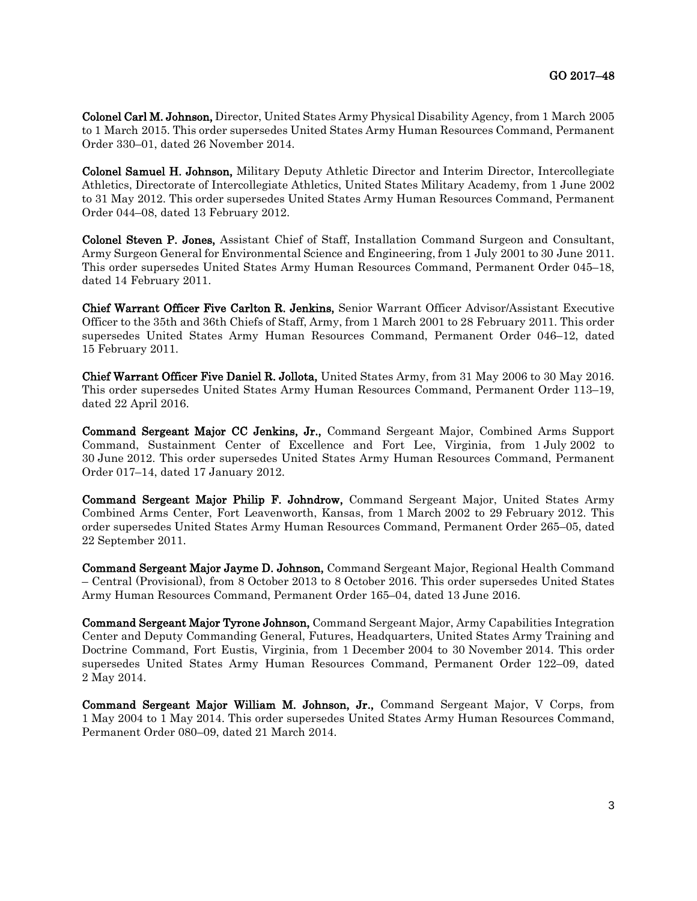**Colonel Carl M. Johnson,** Director, United States Army Physical Disability Agency, from 1 March 2005 to 1 March 2015. This order supersedes United States Army Human Resources Command, Permanent Order 330–01, dated 26 November 2014.

**Colonel Samuel H. Johnson,** Military Deputy Athletic Director and Interim Director, Intercollegiate Athletics, Directorate of Intercollegiate Athletics, United States Military Academy, from 1 June 2002 to 31 May 2012. This order supersedes United States Army Human Resources Command, Permanent Order 044–08, dated 13 February 2012.

**Colonel Steven P. Jones,** Assistant Chief of Staff, Installation Command Surgeon and Consultant, Army Surgeon General for Environmental Science and Engineering, from 1 July 2001 to 30 June 2011. This order supersedes United States Army Human Resources Command, Permanent Order 045–18, dated 14 February 2011.

**Chief Warrant Officer Five Carlton R. Jenkins,** Senior Warrant Officer Advisor/Assistant Executive Officer to the 35th and 36th Chiefs of Staff, Army, from 1 March 2001 to 28 February 2011. This order supersedes United States Army Human Resources Command, Permanent Order 046–12, dated 15 February 2011.

**Chief Warrant Officer Five Daniel R. Jollota,** United States Army, from 31 May 2006 to 30 May 2016. This order supersedes United States Army Human Resources Command, Permanent Order 113–19, dated 22 April 2016.

**Command Sergeant Major CC Jenkins, Jr.,** Command Sergeant Major, Combined Arms Support Command, Sustainment Center of Excellence and Fort Lee, Virginia, from 1 July 2002 to 30 June 2012. This order supersedes United States Army Human Resources Command, Permanent Order 017–14, dated 17 January 2012.

**Command Sergeant Major Philip F. Johndrow,** Command Sergeant Major, United States Army Combined Arms Center, Fort Leavenworth, Kansas, from 1 March 2002 to 29 February 2012. This order supersedes United States Army Human Resources Command, Permanent Order 265–05, dated 22 September 2011.

**Command Sergeant Major Jayme D. Johnson,** Command Sergeant Major, Regional Health Command – Central (Provisional), from 8 October 2013 to 8 October 2016. This order supersedes United States Army Human Resources Command, Permanent Order 165–04, dated 13 June 2016.

**Command Sergeant Major Tyrone Johnson,** Command Sergeant Major, Army Capabilities Integration Center and Deputy Commanding General, Futures, Headquarters, United States Army Training and Doctrine Command, Fort Eustis, Virginia, from 1 December 2004 to 30 November 2014. This order supersedes United States Army Human Resources Command, Permanent Order 122–09, dated 2 May 2014.

**Command Sergeant Major William M. Johnson, Jr.,** Command Sergeant Major, V Corps, from 1 May 2004 to 1 May 2014. This order supersedes United States Army Human Resources Command, Permanent Order 080–09, dated 21 March 2014.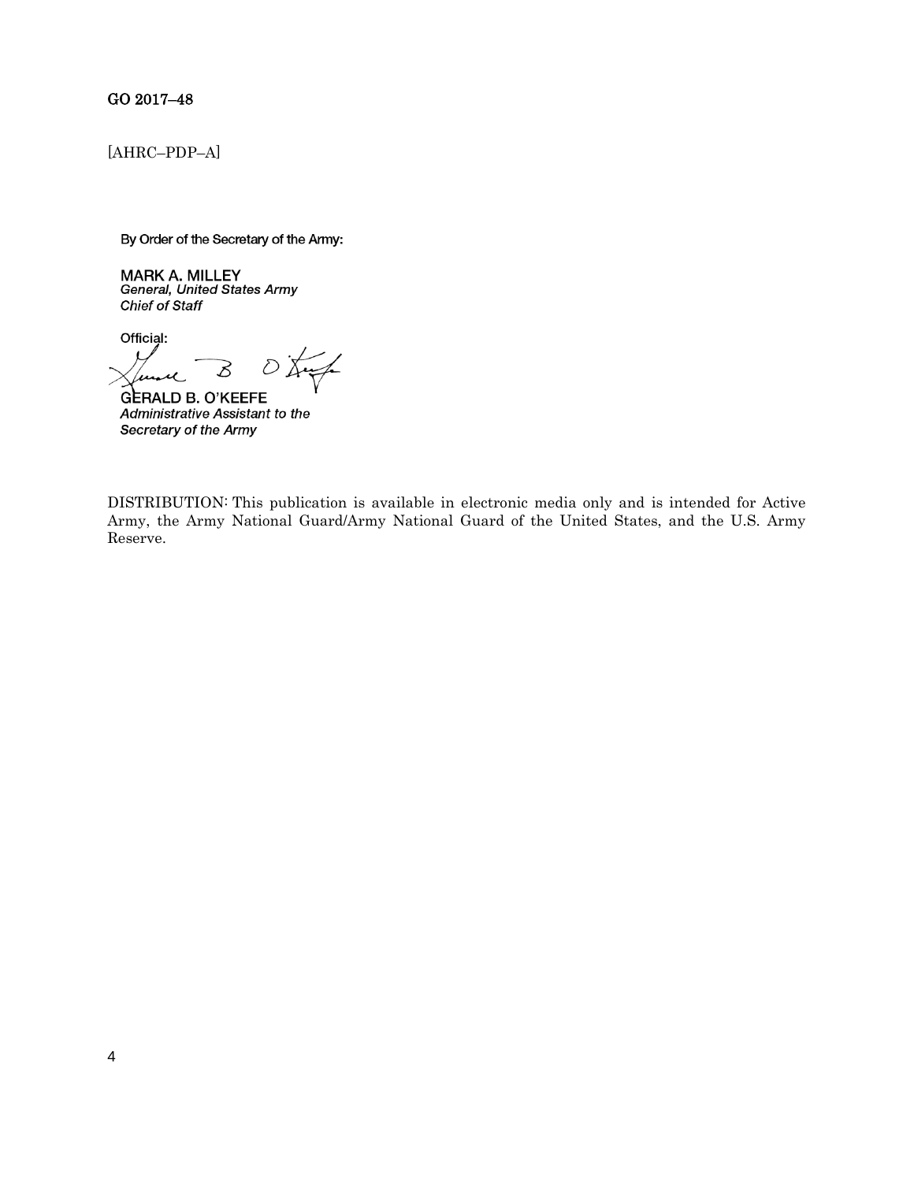GO 2017–48

[AHRC–PDP–A]

By Order of the Secretary of the Army:

**MARK A. MILLEY**
*General, United States Army*
*Chief of Staff*

Official:

**GERALD B. O'KEEFE**
*Administrative Assistant to the*
*Secretary of the Army*

DISTRIBUTION: This publication is available in electronic media only and is intended for Active Army, the Army National Guard/Army National Guard of the United States, and the U.S. Army Reserve.